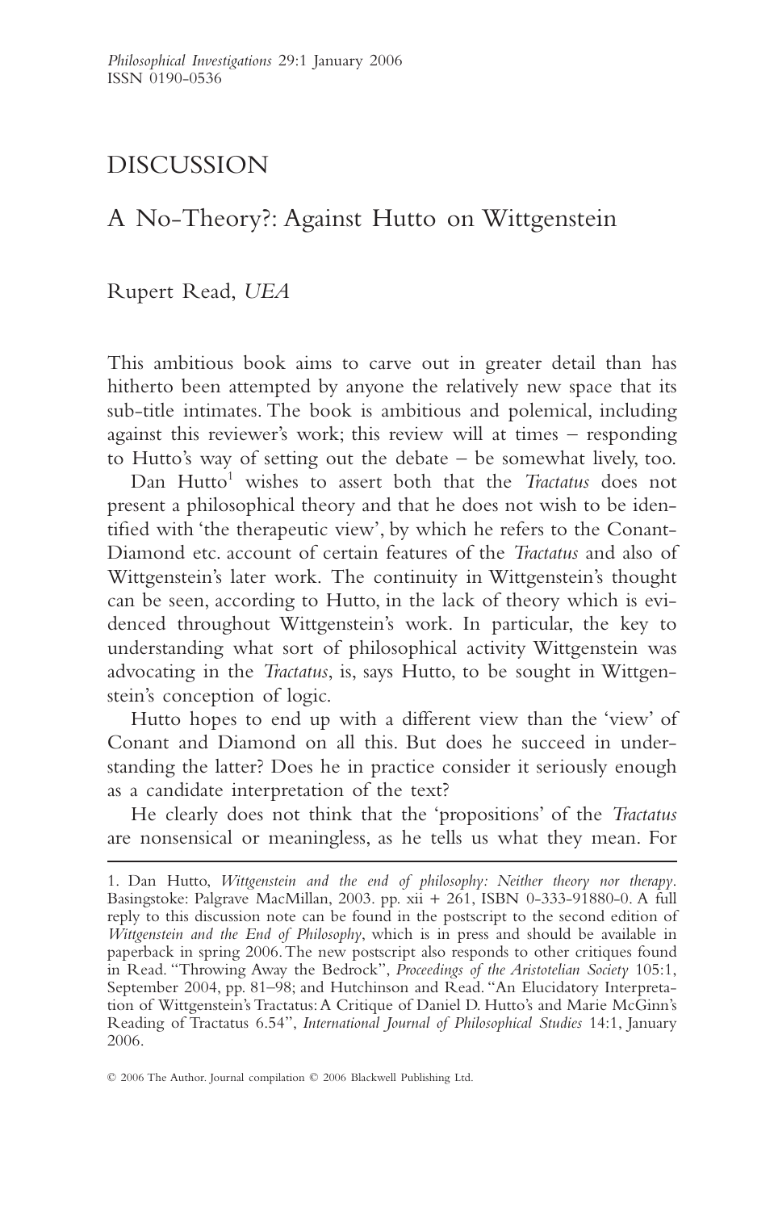# DISCUSSION

## A No-Theory?: Against Hutto on Wittgenstein

Rupert Read, *UEA*

This ambitious book aims to carve out in greater detail than has hitherto been attempted by anyone the relatively new space that its sub-title intimates. The book is ambitious and polemical, including against this reviewer's work; this review will at times – responding to Hutto's way of setting out the debate – be somewhat lively, too.

Dan Hutto[1] wishes to assert both that the *Tractatus* does not present a philosophical theory and that he does not wish to be identified with 'the therapeutic view', by which he refers to the Conant-Diamond etc. account of certain features of the *Tractatus* and also of Wittgenstein's later work. The continuity in Wittgenstein's thought can be seen, according to Hutto, in the lack of theory which is evidenced throughout Wittgenstein's work. In particular, the key to understanding what sort of philosophical activity Wittgenstein was advocating in the *Tractatus*, is, says Hutto, to be sought in Wittgenstein's conception of logic.

Hutto hopes to end up with a different view than the 'view' of Conant and Diamond on all this. But does he succeed in understanding the latter? Does he in practice consider it seriously enough as a candidate interpretation of the text?

He clearly does not think that the 'propositions' of the *Tractatus* are nonsensical or meaningless, as he tells us what they mean. For

---

1. Dan Hutto, *Wittgenstein and the end of philosophy: Neither theory nor therapy*. Basingstoke: Palgrave MacMillan, 2003. pp. xii + 261, ISBN 0-333-91880-0. A full reply to this discussion note can be found in the postscript to the second edition of *Wittgenstein and the End of Philosophy*, which is in press and should be available in paperback in spring 2006. The new postscript also responds to other critiques found in Read. "Throwing Away the Bedrock", *Proceedings of the Aristotelian Society* 105:1, September 2004, pp. 81–98; and Hutchinson and Read. "An Elucidatory Interpretation of Wittgenstein's Tractatus: A Critique of Daniel D. Hutto's and Marie McGinn's Reading of Tractatus 6.54", *International Journal of Philosophical Studies* 14:1, January 2006.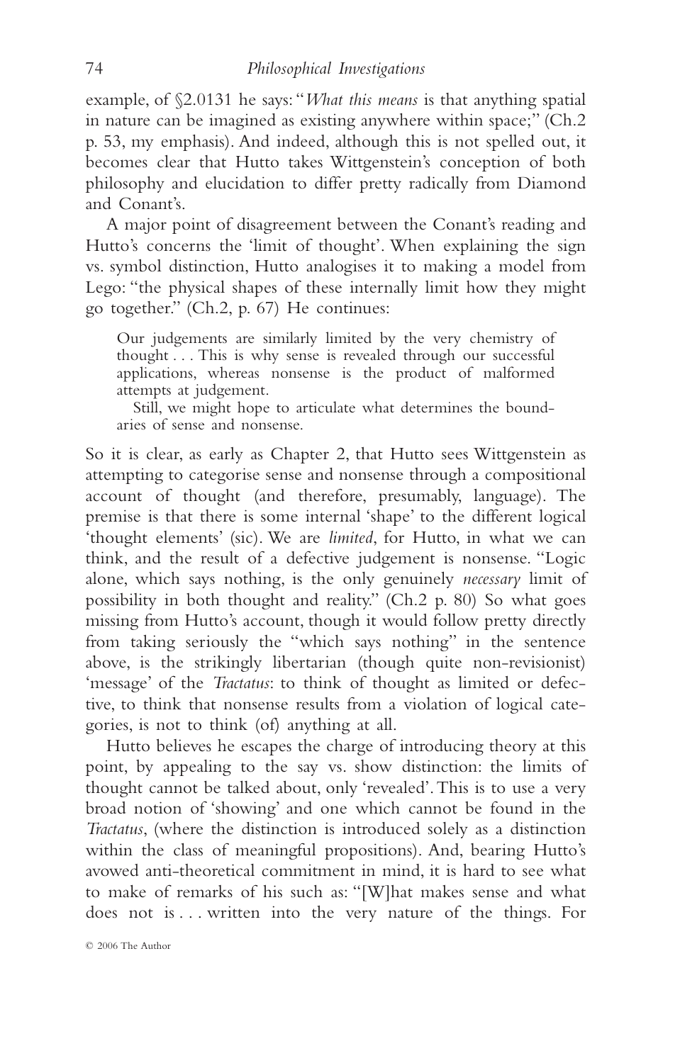example, of §2.0131 he says: "*What this means* is that anything spatial in nature can be imagined as existing anywhere within space;" (Ch.2 p. 53, my emphasis). And indeed, although this is not spelled out, it becomes clear that Hutto takes Wittgenstein's conception of both philosophy and elucidation to differ pretty radically from Diamond and Conant's.

A major point of disagreement between the Conant's reading and Hutto's concerns the 'limit of thought'. When explaining the sign vs. symbol distinction, Hutto analogises it to making a model from Lego: "the physical shapes of these internally limit how they might go together." (Ch.2, p. 67) He continues:

> Our judgements are similarly limited by the very chemistry of thought . . . This is why sense is revealed through our successful applications, whereas nonsense is the product of malformed attempts at judgement.
>
> Still, we might hope to articulate what determines the boundaries of sense and nonsense.

So it is clear, as early as Chapter 2, that Hutto sees Wittgenstein as attempting to categorise sense and nonsense through a compositional account of thought (and therefore, presumably, language). The premise is that there is some internal 'shape' to the different logical 'thought elements' (sic). We are *limited*, for Hutto, in what we can think, and the result of a defective judgement is nonsense. "Logic alone, which says nothing, is the only genuinely *necessary* limit of possibility in both thought and reality." (Ch.2 p. 80) So what goes missing from Hutto's account, though it would follow pretty directly from taking seriously the "which says nothing" in the sentence above, is the strikingly libertarian (though quite non-revisionist) 'message' of the *Tractatus*: to think of thought as limited or defective, to think that nonsense results from a violation of logical categories, is not to think (of) anything at all.

Hutto believes he escapes the charge of introducing theory at this point, by appealing to the say vs. show distinction: the limits of thought cannot be talked about, only 'revealed'. This is to use a very broad notion of 'showing' and one which cannot be found in the *Tractatus*, (where the distinction is introduced solely as a distinction within the class of meaningful propositions). And, bearing Hutto's avowed anti-theoretical commitment in mind, it is hard to see what to make of remarks of his such as: "[W]hat makes sense and what does not is . . . written into the very nature of the things. For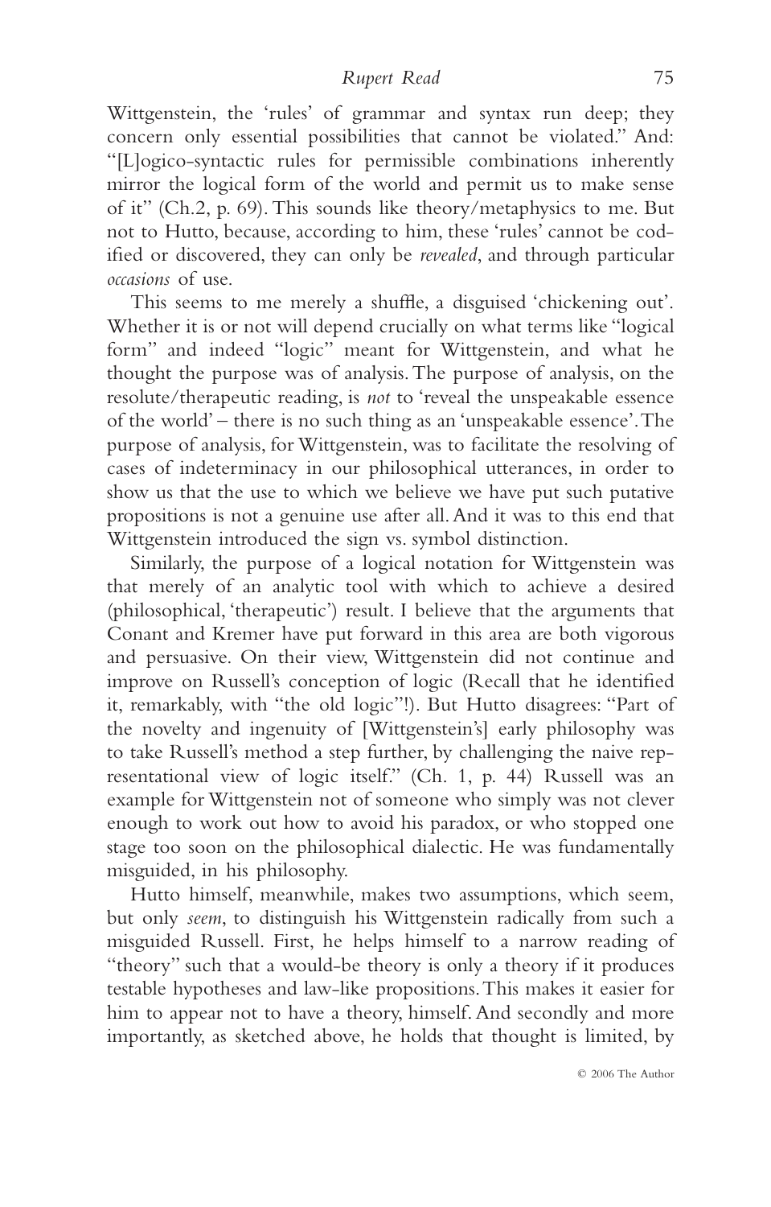Wittgenstein, the 'rules' of grammar and syntax run deep; they concern only essential possibilities that cannot be violated." And: "[L]ogico-syntactic rules for permissible combinations inherently mirror the logical form of the world and permit us to make sense of it" (Ch.2, p. 69). This sounds like theory/metaphysics to me. But not to Hutto, because, according to him, these 'rules' cannot be codified or discovered, they can only be *revealed*, and through particular *occasions* of use.

This seems to me merely a shuffle, a disguised 'chickening out'. Whether it is or not will depend crucially on what terms like "logical form" and indeed "logic" meant for Wittgenstein, and what he thought the purpose was of analysis. The purpose of analysis, on the resolute/therapeutic reading, is *not* to 'reveal the unspeakable essence of the world' – there is no such thing as an 'unspeakable essence'. The purpose of analysis, for Wittgenstein, was to facilitate the resolving of cases of indeterminacy in our philosophical utterances, in order to show us that the use to which we believe we have put such putative propositions is not a genuine use after all. And it was to this end that Wittgenstein introduced the sign vs. symbol distinction.

Similarly, the purpose of a logical notation for Wittgenstein was that merely of an analytic tool with which to achieve a desired (philosophical, 'therapeutic') result. I believe that the arguments that Conant and Kremer have put forward in this area are both vigorous and persuasive. On their view, Wittgenstein did not continue and improve on Russell's conception of logic (Recall that he identified it, remarkably, with "the old logic"!). But Hutto disagrees: "Part of the novelty and ingenuity of [Wittgenstein's] early philosophy was to take Russell's method a step further, by challenging the naive representational view of logic itself." (Ch. 1, p. 44) Russell was an example for Wittgenstein not of someone who simply was not clever enough to work out how to avoid his paradox, or who stopped one stage too soon on the philosophical dialectic. He was fundamentally misguided, in his philosophy.

Hutto himself, meanwhile, makes two assumptions, which seem, but only *seem*, to distinguish his Wittgenstein radically from such a misguided Russell. First, he helps himself to a narrow reading of "theory" such that a would-be theory is only a theory if it produces testable hypotheses and law-like propositions. This makes it easier for him to appear not to have a theory, himself. And secondly and more importantly, as sketched above, he holds that thought is limited, by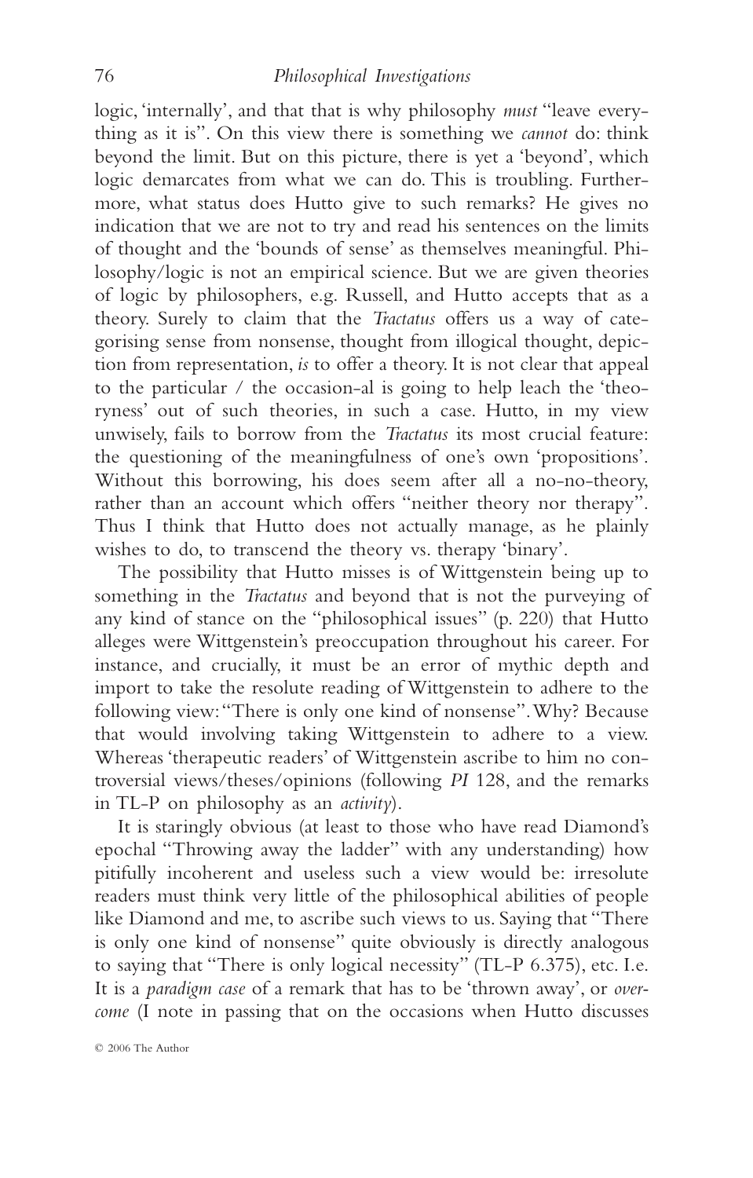logic, 'internally', and that that is why philosophy *must* "leave everything as it is". On this view there is something we *cannot* do: think beyond the limit. But on this picture, there is yet a 'beyond', which logic demarcates from what we can do. This is troubling. Furthermore, what status does Hutto give to such remarks? He gives no indication that we are not to try and read his sentences on the limits of thought and the 'bounds of sense' as themselves meaningful. Philosophy/logic is not an empirical science. But we are given theories of logic by philosophers, e.g. Russell, and Hutto accepts that as a theory. Surely to claim that the *Tractatus* offers us a way of categorising sense from nonsense, thought from illogical thought, depiction from representation, *is* to offer a theory. It is not clear that appeal to the particular / the occasion-al is going to help leach the 'theoryness' out of such theories, in such a case. Hutto, in my view unwisely, fails to borrow from the *Tractatus* its most crucial feature: the questioning of the meaningfulness of one's own 'propositions'. Without this borrowing, his does seem after all a no-no-theory, rather than an account which offers "neither theory nor therapy". Thus I think that Hutto does not actually manage, as he plainly wishes to do, to transcend the theory vs. therapy 'binary'.

The possibility that Hutto misses is of Wittgenstein being up to something in the *Tractatus* and beyond that is not the purveying of any kind of stance on the "philosophical issues" (p. 220) that Hutto alleges were Wittgenstein's preoccupation throughout his career. For instance, and crucially, it must be an error of mythic depth and import to take the resolute reading of Wittgenstein to adhere to the following view: "There is only one kind of nonsense". Why? Because that would involving taking Wittgenstein to adhere to a view. Whereas 'therapeutic readers' of Wittgenstein ascribe to him no controversial views/theses/opinions (following *PI* 128, and the remarks in TL-P on philosophy as an *activity*).

It is staringly obvious (at least to those who have read Diamond's epochal "Throwing away the ladder" with any understanding) how pitifully incoherent and useless such a view would be: irresolute readers must think very little of the philosophical abilities of people like Diamond and me, to ascribe such views to us. Saying that "There is only one kind of nonsense" quite obviously is directly analogous to saying that "There is only logical necessity" (TL-P 6.375), etc. I.e. It is a *paradigm case* of a remark that has to be 'thrown away', or *overcome* (I note in passing that on the occasions when Hutto discusses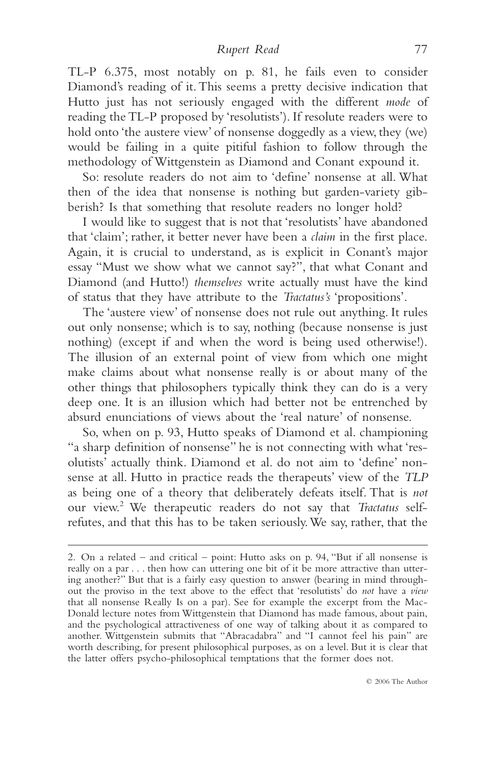TL-P 6.375, most notably on p. 81, he fails even to consider Diamond's reading of it. This seems a pretty decisive indication that Hutto just has not seriously engaged with the different *mode* of reading the TL-P proposed by 'resolutists'). If resolute readers were to hold onto 'the austere view' of nonsense doggedly as a view, they (we) would be failing in a quite pitiful fashion to follow through the methodology of Wittgenstein as Diamond and Conant expound it.

So: resolute readers do not aim to 'define' nonsense at all. What then of the idea that nonsense is nothing but garden-variety gibberish? Is that something that resolute readers no longer hold?

I would like to suggest that is not that 'resolutists' have abandoned that 'claim'; rather, it better never have been a *claim* in the first place. Again, it is crucial to understand, as is explicit in Conant's major essay "Must we show what we cannot say?", that what Conant and Diamond (and Hutto!) *themselves* write actually must have the kind of status that they have attribute to the *Tractatus's* 'propositions'.

The 'austere view' of nonsense does not rule out anything. It rules out only nonsense; which is to say, nothing (because nonsense is just nothing) (except if and when the word is being used otherwise!). The illusion of an external point of view from which one might make claims about what nonsense really is or about many of the other things that philosophers typically think they can do is a very deep one. It is an illusion which had better not be entrenched by absurd enunciations of views about the 'real nature' of nonsense.

So, when on p. 93, Hutto speaks of Diamond et al. championing "a sharp definition of nonsense" he is not connecting with what 'resolutists' actually think. Diamond et al. do not aim to 'define' nonsense at all. Hutto in practice reads the therapeuts' view of the *TLP* as being one of a theory that deliberately defeats itself. That is *not* our view.[2] We therapeutic readers do not say that *Tractatus* self-refutes, and that this has to be taken seriously. We say, rather, that the

---

2. On a related – and critical – point: Hutto asks on p. 94, "But if all nonsense is really on a par . . . then how can uttering one bit of it be more attractive than uttering another?" But that is a fairly easy question to answer (bearing in mind throughout the proviso in the text above to the effect that 'resolutists' do *not* have a *view* that all nonsense Really Is on a par). See for example the excerpt from the MacDonald lecture notes from Wittgenstein that Diamond has made famous, about pain, and the psychological attractiveness of one way of talking about it as compared to another. Wittgenstein submits that "Abracadabra" and "I cannot feel his pain" are worth describing, for present philosophical purposes, as on a level. But it is clear that the latter offers psycho-philosophical temptations that the former does not.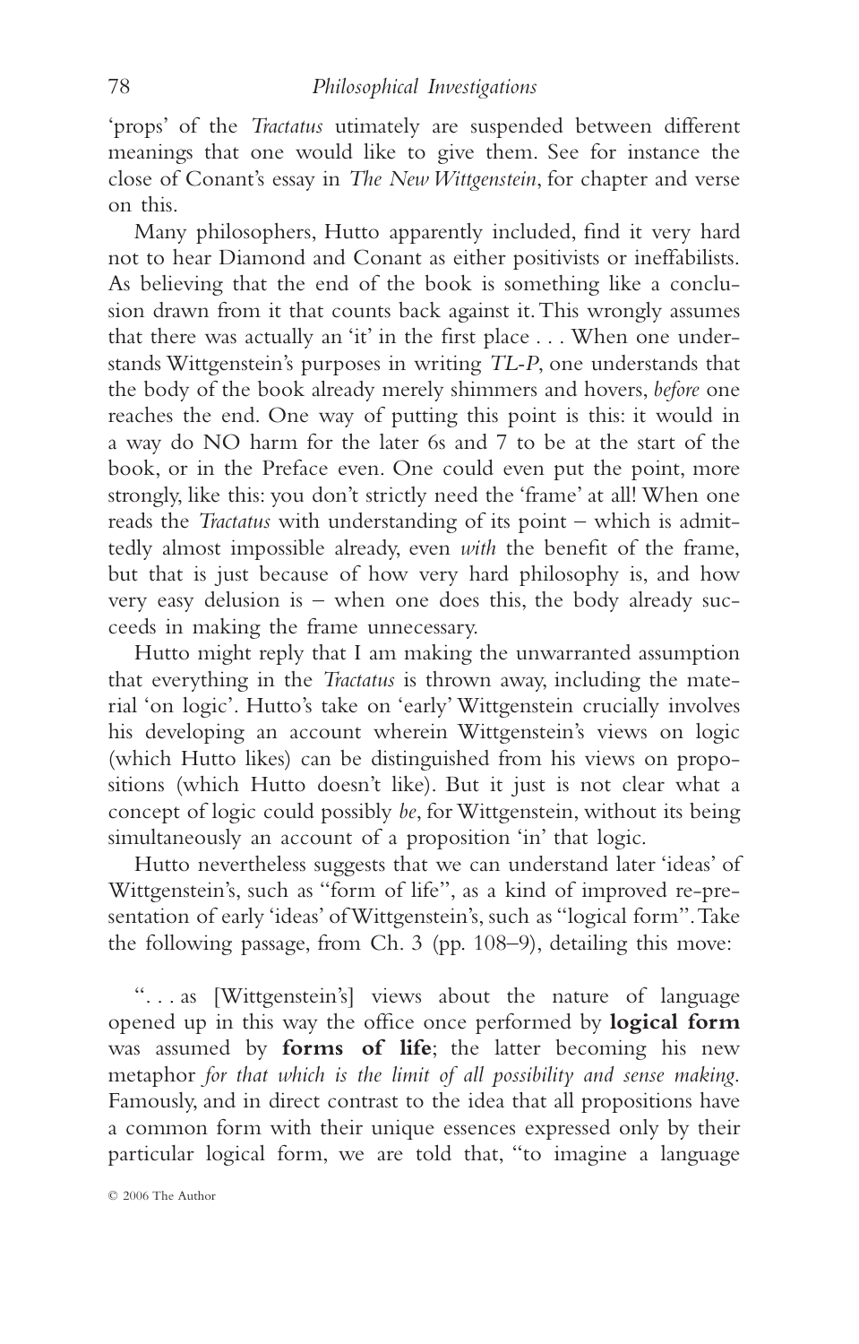'props' of the *Tractatus* utimately are suspended between different meanings that one would like to give them. See for instance the close of Conant's essay in *The New Wittgenstein*, for chapter and verse on this.

Many philosophers, Hutto apparently included, find it very hard not to hear Diamond and Conant as either positivists or ineffabilists. As believing that the end of the book is something like a conclusion drawn from it that counts back against it. This wrongly assumes that there was actually an 'it' in the first place . . . When one understands Wittgenstein's purposes in writing *TL-P*, one understands that the body of the book already merely shimmers and hovers, *before* one reaches the end. One way of putting this point is this: it would in a way do NO harm for the later 6s and 7 to be at the start of the book, or in the Preface even. One could even put the point, more strongly, like this: you don't strictly need the 'frame' at all! When one reads the *Tractatus* with understanding of its point – which is admittedly almost impossible already, even *with* the benefit of the frame, but that is just because of how very hard philosophy is, and how very easy delusion is – when one does this, the body already succeeds in making the frame unnecessary.

Hutto might reply that I am making the unwarranted assumption that everything in the *Tractatus* is thrown away, including the material 'on logic'. Hutto's take on 'early' Wittgenstein crucially involves his developing an account wherein Wittgenstein's views on logic (which Hutto likes) can be distinguished from his views on propositions (which Hutto doesn't like). But it just is not clear what a concept of logic could possibly *be*, for Wittgenstein, without its being simultaneously an account of a proposition 'in' that logic.

Hutto nevertheless suggests that we can understand later 'ideas' of Wittgenstein's, such as "form of life", as a kind of improved re-presentation of early 'ideas' of Wittgenstein's, such as "logical form". Take the following passage, from Ch. 3 (pp. 108–9), detailing this move:

". . . as [Wittgenstein's] views about the nature of language opened up in this way the office once performed by **logical form** was assumed by **forms of life**; the latter becoming his new metaphor *for that which is the limit of all possibility and sense making*. Famously, and in direct contrast to the idea that all propositions have a common form with their unique essences expressed only by their particular logical form, we are told that, "to imagine a language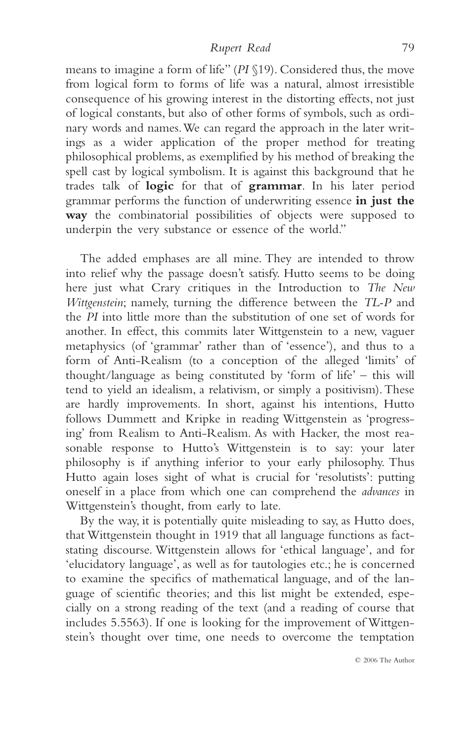means to imagine a form of life" (*PI* §19). Considered thus, the move from logical form to forms of life was a natural, almost irresistible consequence of his growing interest in the distorting effects, not just of logical constants, but also of other forms of symbols, such as ordinary words and names. We can regard the approach in the later writings as a wider application of the proper method for treating philosophical problems, as exemplified by his method of breaking the spell cast by logical symbolism. It is against this background that he trades talk of **logic** for that of **grammar**. In his later period grammar performs the function of underwriting essence **in just the way** the combinatorial possibilities of objects were supposed to underpin the very substance or essence of the world."

The added emphases are all mine. They are intended to throw into relief why the passage doesn't satisfy. Hutto seems to be doing here just what Crary critiques in the Introduction to *The New Wittgenstein*; namely, turning the difference between the *TL-P* and the *PI* into little more than the substitution of one set of words for another. In effect, this commits later Wittgenstein to a new, vaguer metaphysics (of 'grammar' rather than of 'essence'), and thus to a form of Anti-Realism (to a conception of the alleged 'limits' of thought/language as being constituted by 'form of life' – this will tend to yield an idealism, a relativism, or simply a positivism). These are hardly improvements. In short, against his intentions, Hutto follows Dummett and Kripke in reading Wittgenstein as 'progressing' from Realism to Anti-Realism. As with Hacker, the most reasonable response to Hutto's Wittgenstein is to say: your later philosophy is if anything inferior to your early philosophy. Thus Hutto again loses sight of what is crucial for 'resolutists': putting oneself in a place from which one can comprehend the *advances* in Wittgenstein's thought, from early to late.

By the way, it is potentially quite misleading to say, as Hutto does, that Wittgenstein thought in 1919 that all language functions as fact-stating discourse. Wittgenstein allows for 'ethical language', and for 'elucidatory language', as well as for tautologies etc.; he is concerned to examine the specifics of mathematical language, and of the language of scientific theories; and this list might be extended, especially on a strong reading of the text (and a reading of course that includes 5.5563). If one is looking for the improvement of Wittgenstein's thought over time, one needs to overcome the temptation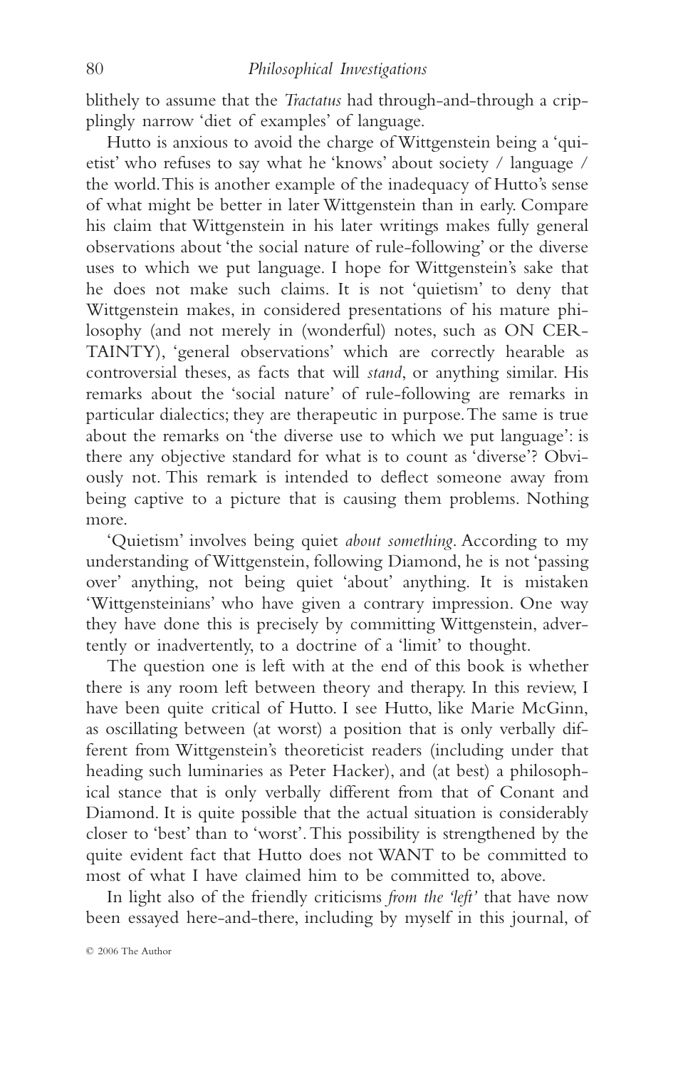blithely to assume that the *Tractatus* had through-and-through a cripplingly narrow 'diet of examples' of language.

Hutto is anxious to avoid the charge of Wittgenstein being a 'quietist' who refuses to say what he 'knows' about society / language / the world. This is another example of the inadequacy of Hutto's sense of what might be better in later Wittgenstein than in early. Compare his claim that Wittgenstein in his later writings makes fully general observations about 'the social nature of rule-following' or the diverse uses to which we put language. I hope for Wittgenstein's sake that he does not make such claims. It is not 'quietism' to deny that Wittgenstein makes, in considered presentations of his mature philosophy (and not merely in (wonderful) notes, such as ON CERTAINTY), 'general observations' which are correctly hearable as controversial theses, as facts that will *stand*, or anything similar. His remarks about the 'social nature' of rule-following are remarks in particular dialectics; they are therapeutic in purpose. The same is true about the remarks on 'the diverse use to which we put language': is there any objective standard for what is to count as 'diverse'? Obviously not. This remark is intended to deflect someone away from being captive to a picture that is causing them problems. Nothing more.

'Quietism' involves being quiet *about something*. According to my understanding of Wittgenstein, following Diamond, he is not 'passing over' anything, not being quiet 'about' anything. It is mistaken 'Wittgensteinians' who have given a contrary impression. One way they have done this is precisely by committing Wittgenstein, advertently or inadvertently, to a doctrine of a 'limit' to thought.

The question one is left with at the end of this book is whether there is any room left between theory and therapy. In this review, I have been quite critical of Hutto. I see Hutto, like Marie McGinn, as oscillating between (at worst) a position that is only verbally different from Wittgenstein's theoreticist readers (including under that heading such luminaries as Peter Hacker), and (at best) a philosophical stance that is only verbally different from that of Conant and Diamond. It is quite possible that the actual situation is considerably closer to 'best' than to 'worst'. This possibility is strengthened by the quite evident fact that Hutto does not WANT to be committed to most of what I have claimed him to be committed to, above.

In light also of the friendly criticisms *from the 'left'* that have now been essayed here-and-there, including by myself in this journal, of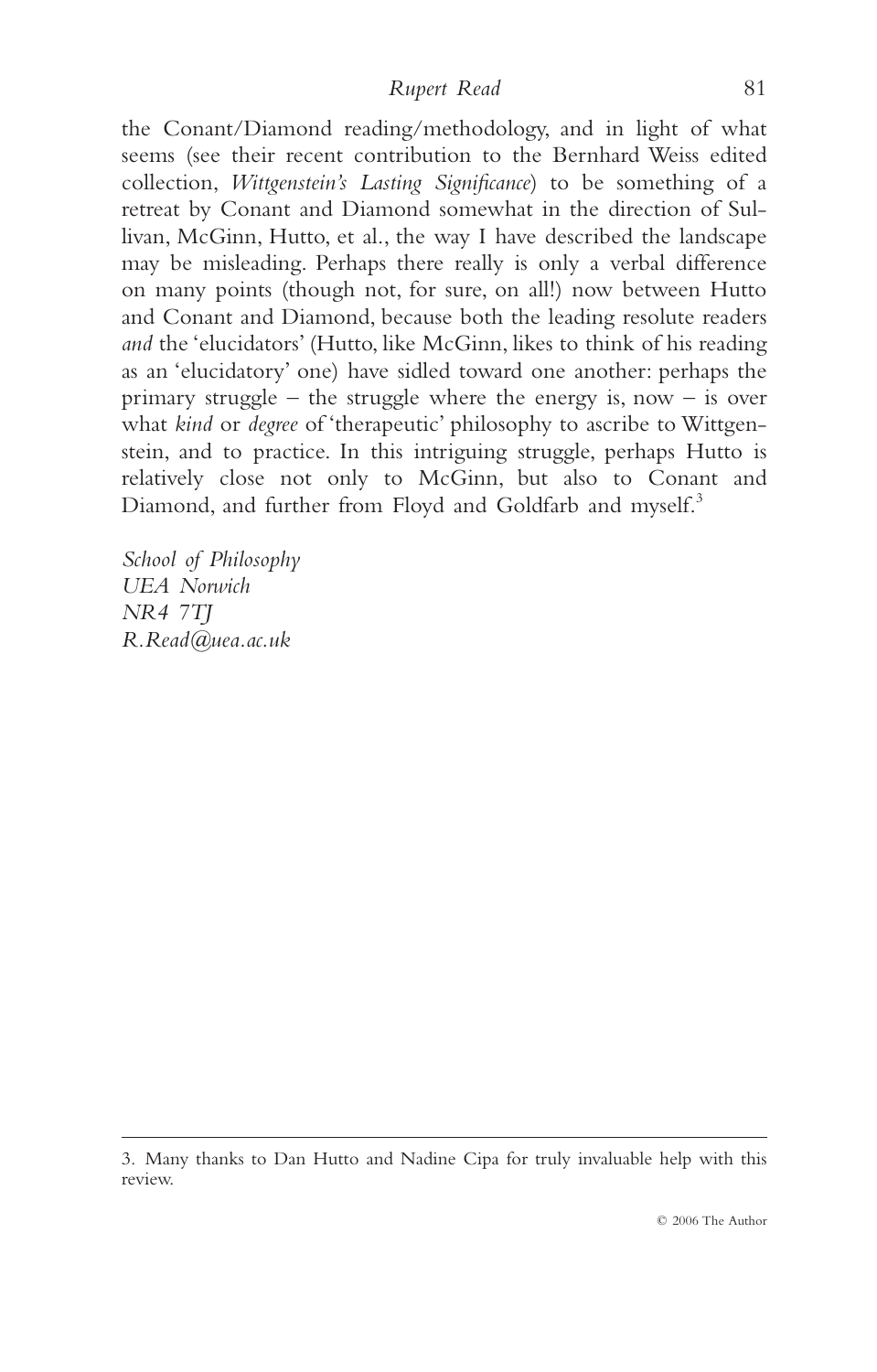the Conant/Diamond reading/methodology, and in light of what seems (see their recent contribution to the Bernhard Weiss edited collection, *Wittgenstein's Lasting Significance*) to be something of a retreat by Conant and Diamond somewhat in the direction of Sullivan, McGinn, Hutto, et al., the way I have described the landscape may be misleading. Perhaps there really is only a verbal difference on many points (though not, for sure, on all!) now between Hutto and Conant and Diamond, because both the leading resolute readers *and* the 'elucidators' (Hutto, like McGinn, likes to think of his reading as an 'elucidatory' one) have sidled toward one another: perhaps the primary struggle – the struggle where the energy is, now – is over what *kind* or *degree* of 'therapeutic' philosophy to ascribe to Wittgenstein, and to practice. In this intriguing struggle, perhaps Hutto is relatively close not only to McGinn, but also to Conant and Diamond, and further from Floyd and Goldfarb and myself.[3]

*School of Philosophy*
*UEA Norwich*
*NR4 7TJ*
*R.Read@uea.ac.uk*

---

3. Many thanks to Dan Hutto and Nadine Cipa for truly invaluable help with this review.

© 2006 The Author